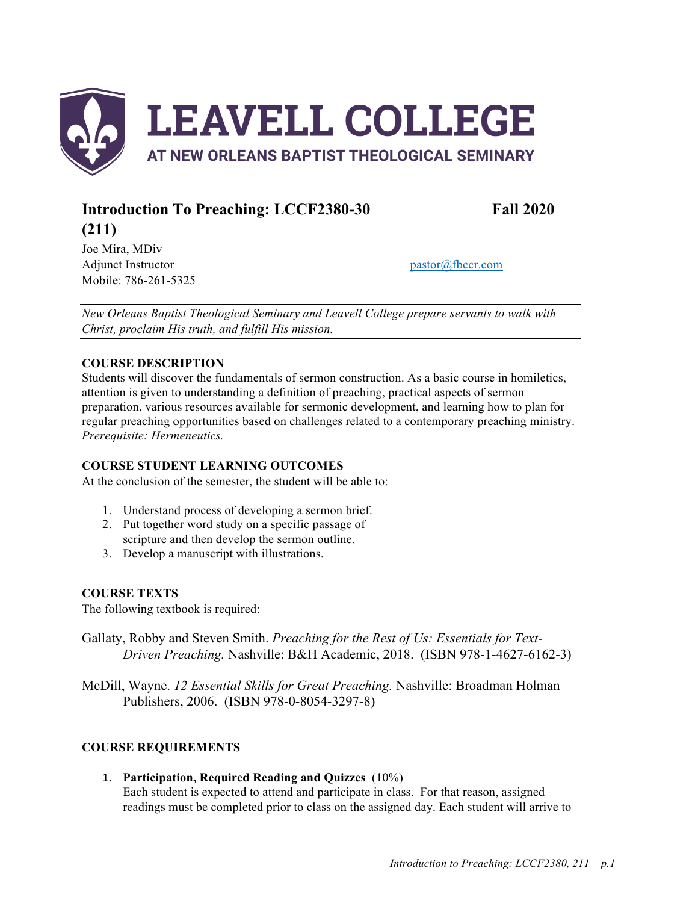# LEAVELL COLLEGE

## AT NEW ORLEANS BAPTIST THEOLOGICAL SEMINARY

## Introduction To Preaching: LCCF2380-30 (211) — Fall 2020

Joe Mira, MDiv
Adjunct Instructor
Mobile: 786-261-5325

pastor@fbccr.com

*New Orleans Baptist Theological Seminary and Leavell College prepare servants to walk with Christ, proclaim His truth, and fulfill His mission.*

### COURSE DESCRIPTION

Students will discover the fundamentals of sermon construction. As a basic course in homiletics, attention is given to understanding a definition of preaching, practical aspects of sermon preparation, various resources available for sermonic development, and learning how to plan for regular preaching opportunities based on challenges related to a contemporary preaching ministry. *Prerequisite: Hermeneutics.*

### COURSE STUDENT LEARNING OUTCOMES

At the conclusion of the semester, the student will be able to:

1. Understand process of developing a sermon brief.
2. Put together word study on a specific passage of scripture and then develop the sermon outline.
3. Develop a manuscript with illustrations.

### COURSE TEXTS

The following textbook is required:

Gallaty, Robby and Steven Smith. *Preaching for the Rest of Us: Essentials for Text-Driven Preaching.* Nashville: B&H Academic, 2018. (ISBN 978-1-4627-6162-3)

McDill, Wayne. *12 Essential Skills for Great Preaching.* Nashville: Broadman Holman Publishers, 2006. (ISBN 978-0-8054-3297-8)

### COURSE REQUIREMENTS

1. **Participation, Required Reading and Quizzes** (10%)
   Each student is expected to attend and participate in class. For that reason, assigned readings must be completed prior to class on the assigned day. Each student will arrive to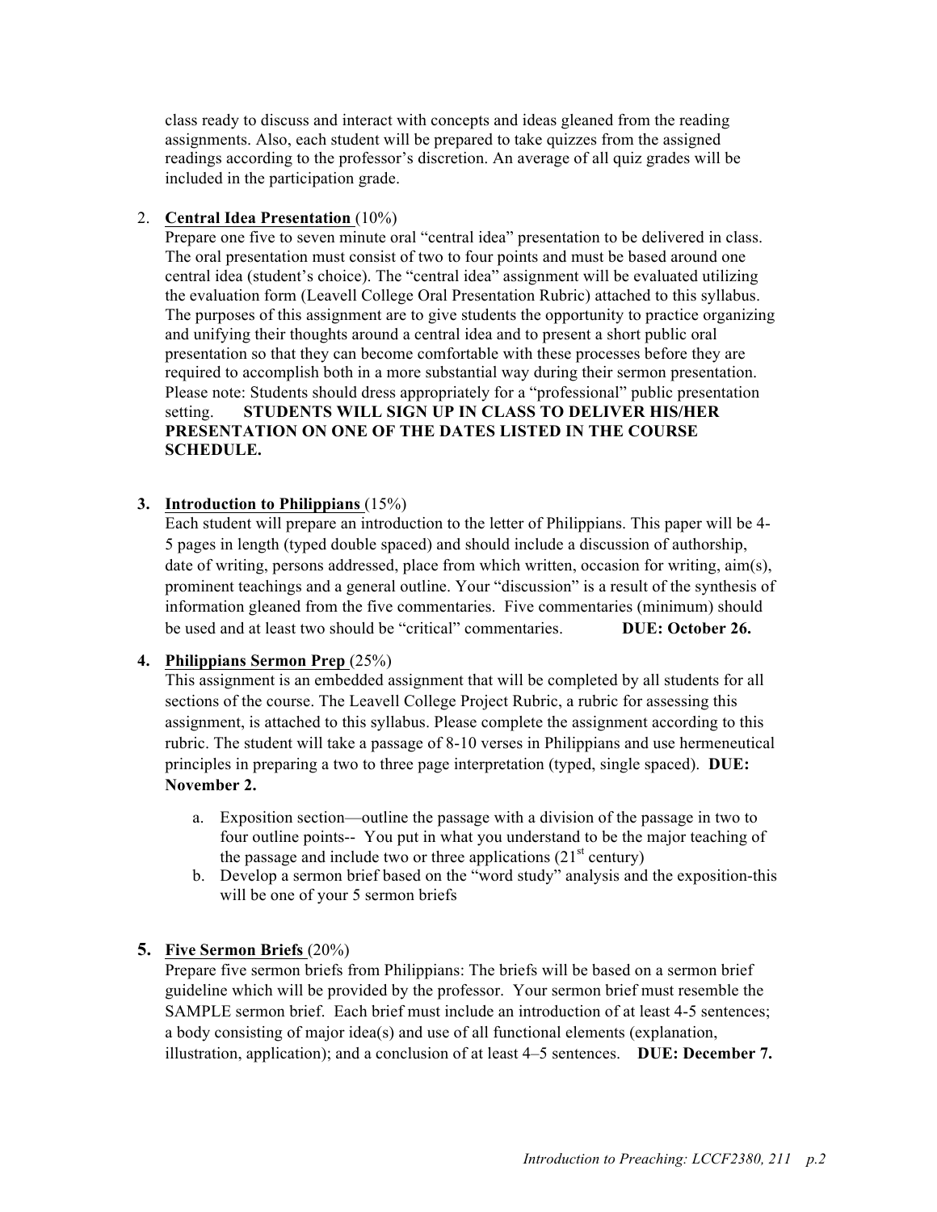class ready to discuss and interact with concepts and ideas gleaned from the reading assignments. Also, each student will be prepared to take quizzes from the assigned readings according to the professor's discretion. An average of all quiz grades will be included in the participation grade.

2. **Central Idea Presentation** (10%)
   Prepare one five to seven minute oral "central idea" presentation to be delivered in class. The oral presentation must consist of two to four points and must be based around one central idea (student's choice). The "central idea" assignment will be evaluated utilizing the evaluation form (Leavell College Oral Presentation Rubric) attached to this syllabus. The purposes of this assignment are to give students the opportunity to practice organizing and unifying their thoughts around a central idea and to present a short public oral presentation so that they can become comfortable with these processes before they are required to accomplish both in a more substantial way during their sermon presentation. Please note: Students should dress appropriately for a "professional" public presentation setting. **STUDENTS WILL SIGN UP IN CLASS TO DELIVER HIS/HER PRESENTATION ON ONE OF THE DATES LISTED IN THE COURSE SCHEDULE.**

3. **Introduction to Philippians** (15%)
   Each student will prepare an introduction to the letter of Philippians. This paper will be 4-5 pages in length (typed double spaced) and should include a discussion of authorship, date of writing, persons addressed, place from which written, occasion for writing, aim(s), prominent teachings and a general outline. Your "discussion" is a result of the synthesis of information gleaned from the five commentaries. Five commentaries (minimum) should be used and at least two should be "critical" commentaries. **DUE: October 26.**

4. **Philippians Sermon Prep** (25%)
   This assignment is an embedded assignment that will be completed by all students for all sections of the course. The Leavell College Project Rubric, a rubric for assessing this assignment, is attached to this syllabus. Please complete the assignment according to this rubric. The student will take a passage of 8-10 verses in Philippians and use hermeneutical principles in preparing a two to three page interpretation (typed, single spaced). **DUE: November 2.**

   a. Exposition section—outline the passage with a division of the passage in two to four outline points-- You put in what you understand to be the major teaching of the passage and include two or three applications (21st century)
   b. Develop a sermon brief based on the "word study" analysis and the exposition-this will be one of your 5 sermon briefs

5. **Five Sermon Briefs** (20%)
   Prepare five sermon briefs from Philippians: The briefs will be based on a sermon brief guideline which will be provided by the professor. Your sermon brief must resemble the SAMPLE sermon brief. Each brief must include an introduction of at least 4-5 sentences; a body consisting of major idea(s) and use of all functional elements (explanation, illustration, application); and a conclusion of at least 4–5 sentences. **DUE: December 7.**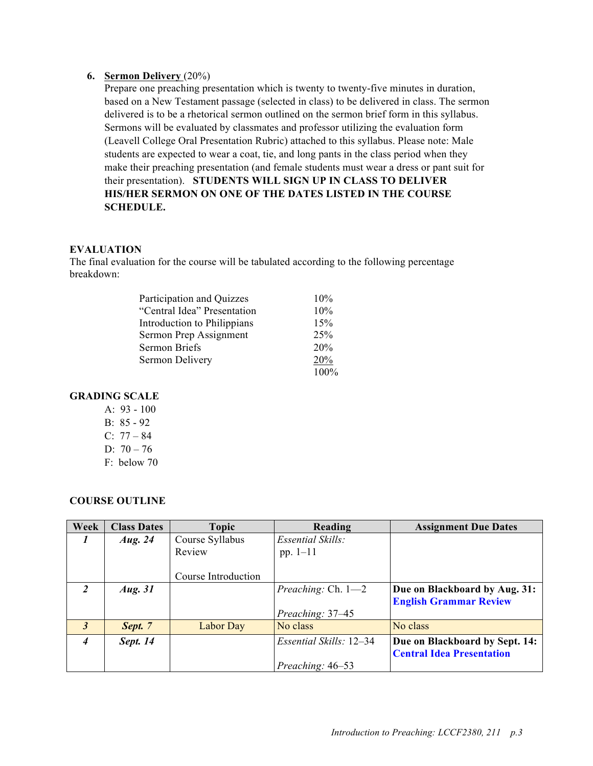6. **Sermon Delivery** (20%)
   Prepare one preaching presentation which is twenty to twenty-five minutes in duration, based on a New Testament passage (selected in class) to be delivered in class. The sermon delivered is to be a rhetorical sermon outlined on the sermon brief form in this syllabus. Sermons will be evaluated by classmates and professor utilizing the evaluation form (Leavell College Oral Presentation Rubric) attached to this syllabus. Please note: Male students are expected to wear a coat, tie, and long pants in the class period when they make their preaching presentation (and female students must wear a dress or pant suit for their presentation). **STUDENTS WILL SIGN UP IN CLASS TO DELIVER HIS/HER SERMON ON ONE OF THE DATES LISTED IN THE COURSE SCHEDULE.**

**EVALUATION**

The final evaluation for the course will be tabulated according to the following percentage breakdown:

| | |
|---|---|
| Participation and Quizzes | 10% |
| "Central Idea" Presentation | 10% |
| Introduction to Philippians | 15% |
| Sermon Prep Assignment | 25% |
| Sermon Briefs | 20% |
| Sermon Delivery | 20% |
| | 100% |

**GRADING SCALE**

A: 93 - 100
B: 85 - 92
C: 77 – 84
D: 70 – 76
F: below 70

**COURSE OUTLINE**

| Week | Class Dates | Topic | Reading | Assignment Due Dates |
|---|---|---|---|---|
| *1* | ***Aug. 24*** | Course Syllabus Review<br><br>Course Introduction | *Essential Skills:* pp. 1–11 | |
| *2* | ***Aug. 31*** | | *Preaching:* Ch. 1—2<br><br>*Preaching:* 37–45 | **Due on Blackboard by Aug. 31: English Grammar Review** |
| *3* | ***Sept. 7*** | Labor Day | No class | No class |
| *4* | ***Sept. 14*** | | *Essential Skills:* 12–34<br><br>*Preaching:* 46–53 | **Due on Blackboard by Sept. 14: Central Idea Presentation** |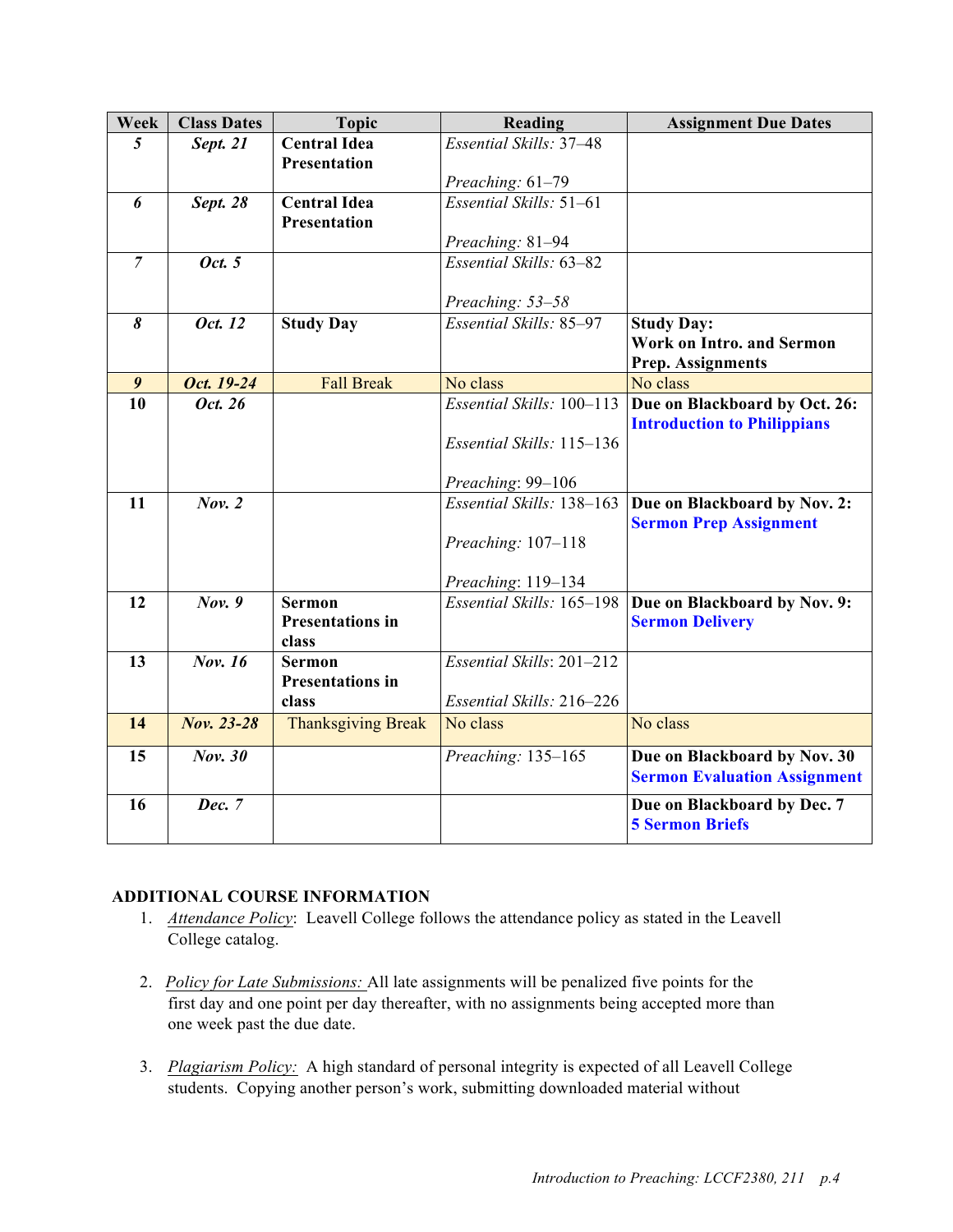| Week | Class Dates | Topic | Reading | Assignment Due Dates |
|---|---|---|---|---|
| *5* | ***Sept. 21*** | **Central Idea Presentation** | *Essential Skills:* 37–48<br><br>*Preaching:* 61–79 | |
| *6* | ***Sept. 28*** | **Central Idea Presentation** | *Essential Skills:* 51–61<br><br>*Preaching:* 81–94 | |
| *7* | ***Oct. 5*** | | *Essential Skills:* 63–82<br><br>*Preaching: 53–58* | |
| *8* | ***Oct. 12*** | **Study Day** | *Essential Skills:* 85–97 | **Study Day: Work on Intro. and Sermon Prep. Assignments** |
| *9* | ***Oct. 19-24*** | Fall Break | No class | No class |
| 10 | ***Oct. 26*** | | *Essential Skills:* 100–113<br><br>*Essential Skills:* 115–136<br><br>*Preaching*: 99–106 | **Due on Blackboard by Oct. 26: Introduction to Philippians** |
| 11 | ***Nov. 2*** | | *Essential Skills:* 138–163<br><br>*Preaching:* 107–118<br><br>*Preaching*: 119–134 | **Due on Blackboard by Nov. 2: Sermon Prep Assignment** |
| 12 | ***Nov. 9*** | **Sermon Presentations in class** | *Essential Skills:* 165–198 | **Due on Blackboard by Nov. 9: Sermon Delivery** |
| 13 | ***Nov. 16*** | **Sermon Presentations in class** | *Essential Skills*: 201–212<br><br>*Essential Skills:* 216–226 | |
| 14 | ***Nov. 23-28*** | Thanksgiving Break | No class | No class |
| 15 | ***Nov. 30*** | | *Preaching:* 135–165 | **Due on Blackboard by Nov. 30 Sermon Evaluation Assignment** |
| 16 | ***Dec. 7*** | | | **Due on Blackboard by Dec. 7 5 Sermon Briefs** |

## ADDITIONAL COURSE INFORMATION

1. *Attendance Policy*: Leavell College follows the attendance policy as stated in the Leavell College catalog.

2. *Policy for Late Submissions:* All late assignments will be penalized five points for the first day and one point per day thereafter, with no assignments being accepted more than one week past the due date.

3. *Plagiarism Policy:* A high standard of personal integrity is expected of all Leavell College students. Copying another person's work, submitting downloaded material without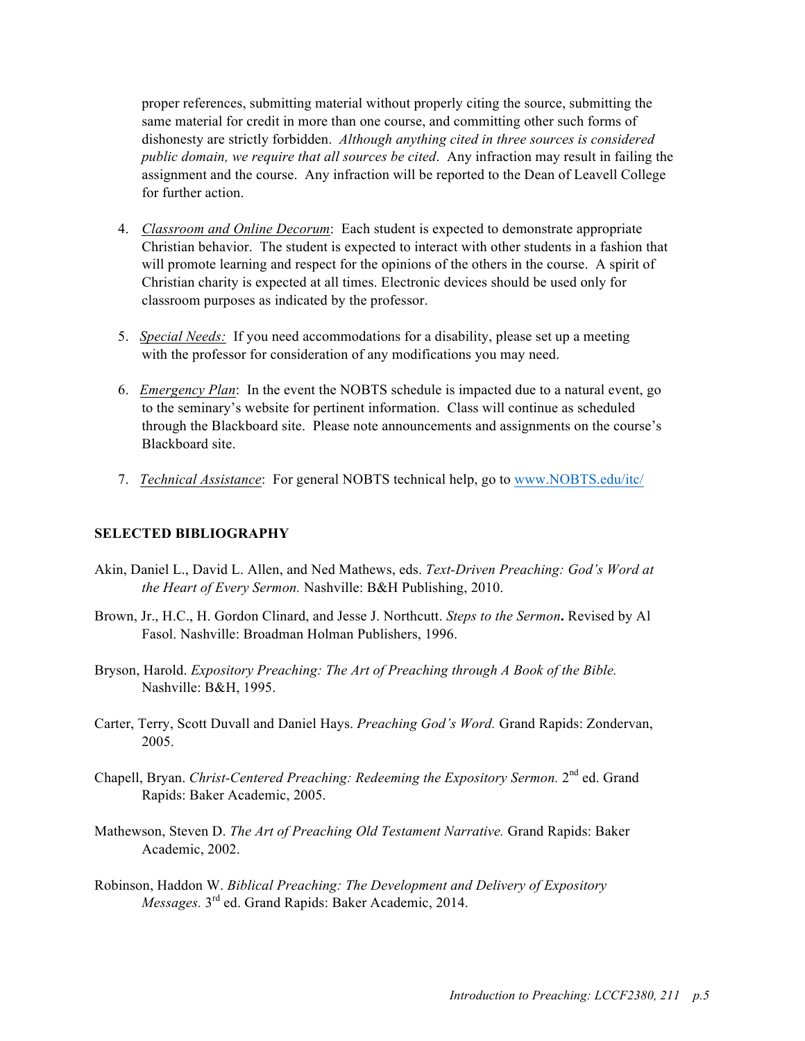proper references, submitting material without properly citing the source, submitting the same material for credit in more than one course, and committing other such forms of dishonesty are strictly forbidden. *Although anything cited in three sources is considered public domain, we require that all sources be cited*. Any infraction may result in failing the assignment and the course. Any infraction will be reported to the Dean of Leavell College for further action.

4. *Classroom and Online Decorum*: Each student is expected to demonstrate appropriate Christian behavior. The student is expected to interact with other students in a fashion that will promote learning and respect for the opinions of the others in the course. A spirit of Christian charity is expected at all times. Electronic devices should be used only for classroom purposes as indicated by the professor.

5. *Special Needs:* If you need accommodations for a disability, please set up a meeting with the professor for consideration of any modifications you may need.

6. *Emergency Plan*: In the event the NOBTS schedule is impacted due to a natural event, go to the seminary's website for pertinent information. Class will continue as scheduled through the Blackboard site. Please note announcements and assignments on the course's Blackboard site.

7. *Technical Assistance*: For general NOBTS technical help, go to www.NOBTS.edu/itc/

## SELECTED BIBLIOGRAPHY

Akin, Daniel L., David L. Allen, and Ned Mathews, eds. *Text-Driven Preaching: God's Word at the Heart of Every Sermon.* Nashville: B&H Publishing, 2010.

Brown, Jr., H.C., H. Gordon Clinard, and Jesse J. Northcutt. *Steps to the Sermon***.** Revised by Al Fasol. Nashville: Broadman Holman Publishers, 1996.

Bryson, Harold. *Expository Preaching: The Art of Preaching through A Book of the Bible.* Nashville: B&H, 1995.

Carter, Terry, Scott Duvall and Daniel Hays. *Preaching God's Word.* Grand Rapids: Zondervan, 2005.

Chapell, Bryan. *Christ-Centered Preaching: Redeeming the Expository Sermon.* 2nd ed. Grand Rapids: Baker Academic, 2005.

Mathewson, Steven D. *The Art of Preaching Old Testament Narrative.* Grand Rapids: Baker Academic, 2002.

Robinson, Haddon W. *Biblical Preaching: The Development and Delivery of Expository Messages.* 3rd ed. Grand Rapids: Baker Academic, 2014.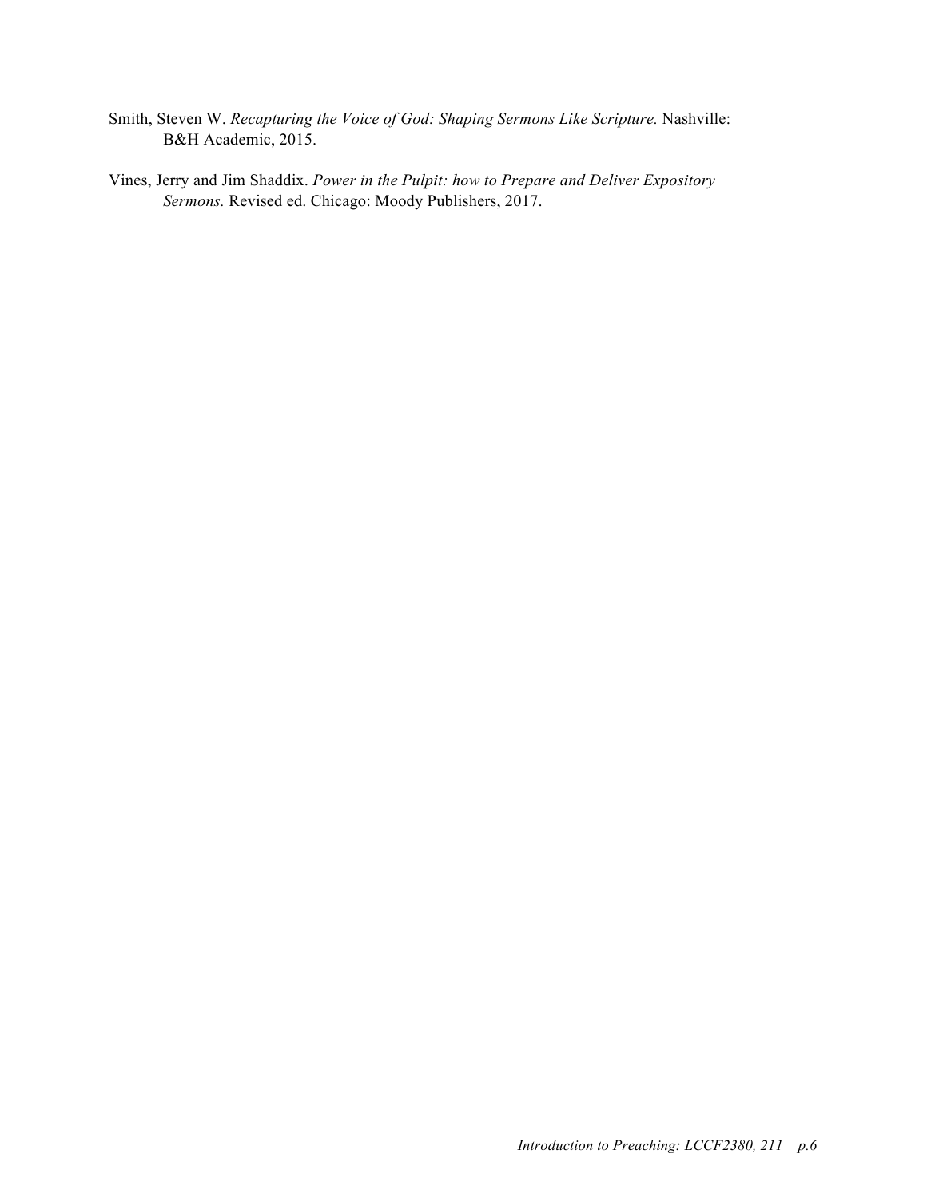Smith, Steven W. *Recapturing the Voice of God: Shaping Sermons Like Scripture.* Nashville: B&H Academic, 2015.

Vines, Jerry and Jim Shaddix. *Power in the Pulpit: how to Prepare and Deliver Expository Sermons.* Revised ed. Chicago: Moody Publishers, 2017.